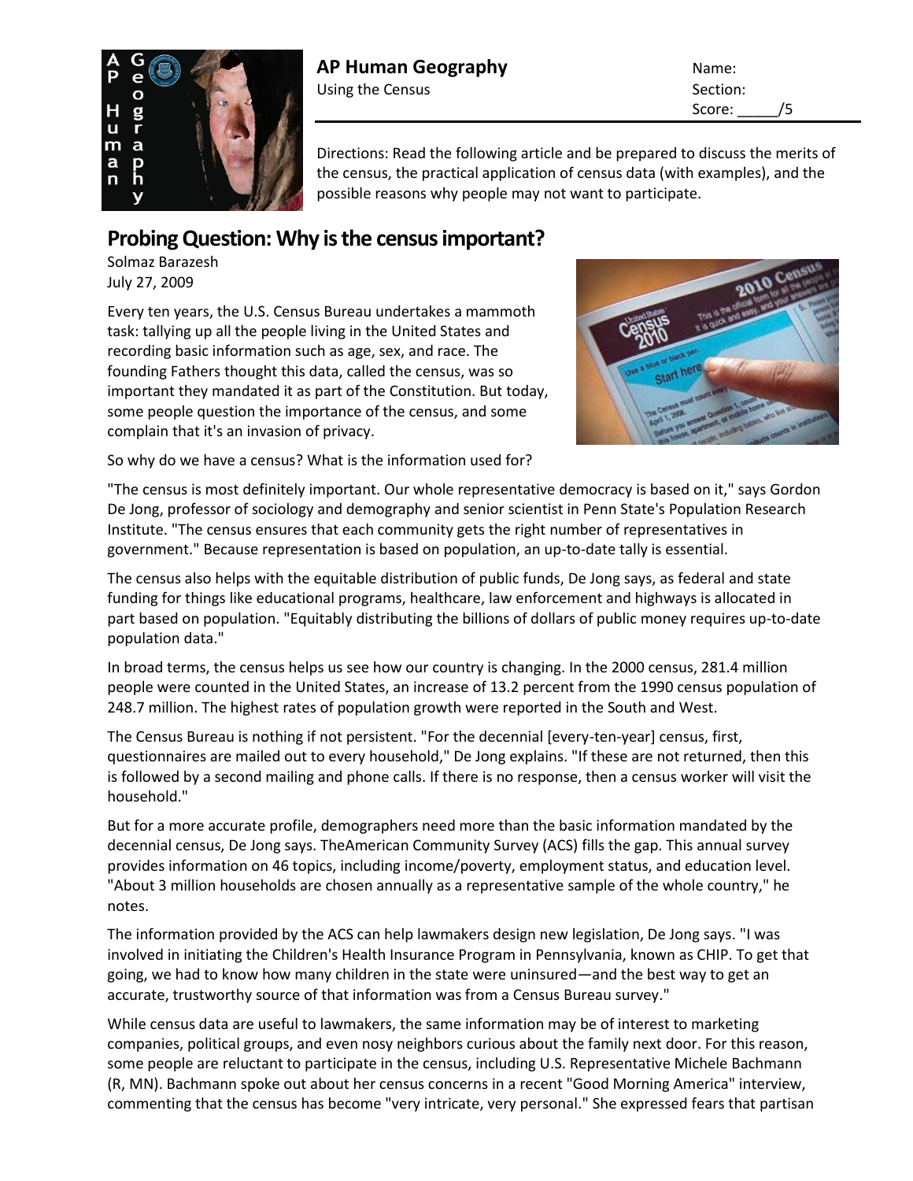**AP Human Geography**

Using the Census

Name:
Section:
Score: _____/5

Directions: Read the following article and be prepared to discuss the merits of the census, the practical application of census data (with examples), and the possible reasons why people may not want to participate.

## Probing Question: Why is the census important?

Solmaz Barazesh
July 27, 2009

Every ten years, the U.S. Census Bureau undertakes a mammoth task: tallying up all the people living in the United States and recording basic information such as age, sex, and race. The founding Fathers thought this data, called the census, was so important they mandated it as part of the Constitution. But today, some people question the importance of the census, and some complain that it's an invasion of privacy.

So why do we have a census? What is the information used for?

"The census is most definitely important. Our whole representative democracy is based on it," says Gordon De Jong, professor of sociology and demography and senior scientist in Penn State's Population Research Institute. "The census ensures that each community gets the right number of representatives in government." Because representation is based on population, an up-to-date tally is essential.

The census also helps with the equitable distribution of public funds, De Jong says, as federal and state funding for things like educational programs, healthcare, law enforcement and highways is allocated in part based on population. "Equitably distributing the billions of dollars of public money requires up-to-date population data."

In broad terms, the census helps us see how our country is changing. In the 2000 census, 281.4 million people were counted in the United States, an increase of 13.2 percent from the 1990 census population of 248.7 million. The highest rates of population growth were reported in the South and West.

The Census Bureau is nothing if not persistent. "For the decennial [every-ten-year] census, first, questionnaires are mailed out to every household," De Jong explains. "If these are not returned, then this is followed by a second mailing and phone calls. If there is no response, then a census worker will visit the household."

But for a more accurate profile, demographers need more than the basic information mandated by the decennial census, De Jong says. TheAmerican Community Survey (ACS) fills the gap. This annual survey provides information on 46 topics, including income/poverty, employment status, and education level. "About 3 million households are chosen annually as a representative sample of the whole country," he notes.

The information provided by the ACS can help lawmakers design new legislation, De Jong says. "I was involved in initiating the Children's Health Insurance Program in Pennsylvania, known as CHIP. To get that going, we had to know how many children in the state were uninsured—and the best way to get an accurate, trustworthy source of that information was from a Census Bureau survey."

While census data are useful to lawmakers, the same information may be of interest to marketing companies, political groups, and even nosy neighbors curious about the family next door. For this reason, some people are reluctant to participate in the census, including U.S. Representative Michele Bachmann (R, MN). Bachmann spoke out about her census concerns in a recent "Good Morning America" interview, commenting that the census has become "very intricate, very personal." She expressed fears that partisan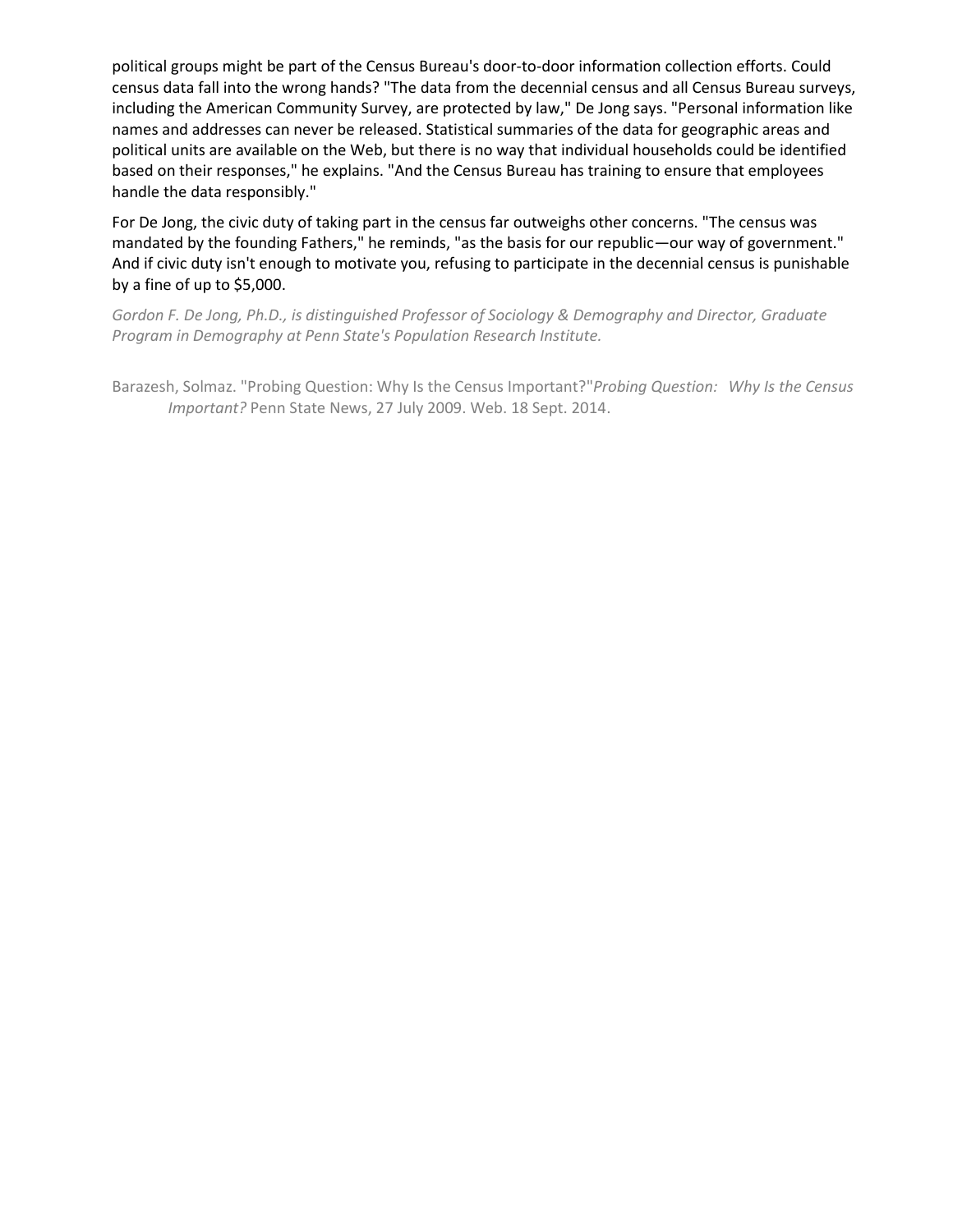political groups might be part of the Census Bureau's door-to-door information collection efforts. Could census data fall into the wrong hands? "The data from the decennial census and all Census Bureau surveys, including the American Community Survey, are protected by law," De Jong says. "Personal information like names and addresses can never be released. Statistical summaries of the data for geographic areas and political units are available on the Web, but there is no way that individual households could be identified based on their responses," he explains. "And the Census Bureau has training to ensure that employees handle the data responsibly."

For De Jong, the civic duty of taking part in the census far outweighs other concerns. "The census was mandated by the founding Fathers," he reminds, "as the basis for our republic—our way of government." And if civic duty isn't enough to motivate you, refusing to participate in the decennial census is punishable by a fine of up to $5,000.

*Gordon F. De Jong, Ph.D., is distinguished Professor of Sociology & Demography and Director, Graduate Program in Demography at Penn State's Population Research Institute.*

Barazesh, Solmaz. "Probing Question: Why Is the Census Important?"*Probing Question: Why Is the Census Important?* Penn State News, 27 July 2009. Web. 18 Sept. 2014.